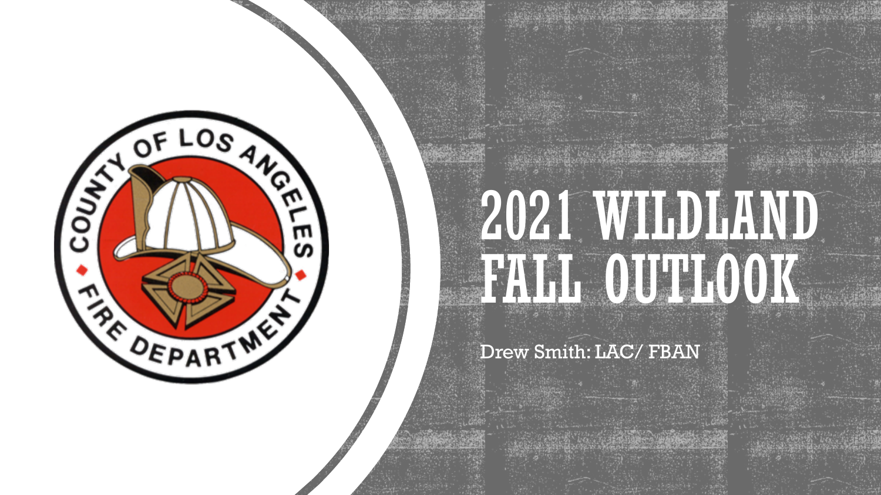# 2021 WILDLAND FALL OUTLOOK

Drew Smith: LAC/ FBAN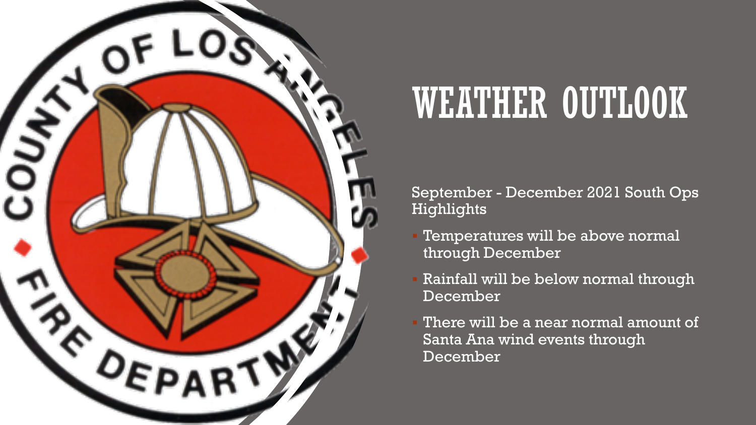# WEATHER OUTLOOK

September - December 2021 South Ops Highlights

- Temperatures will be above normal through December
- Rainfall will be below normal through December
- There will be a near normal amount of Santa Ana wind events through December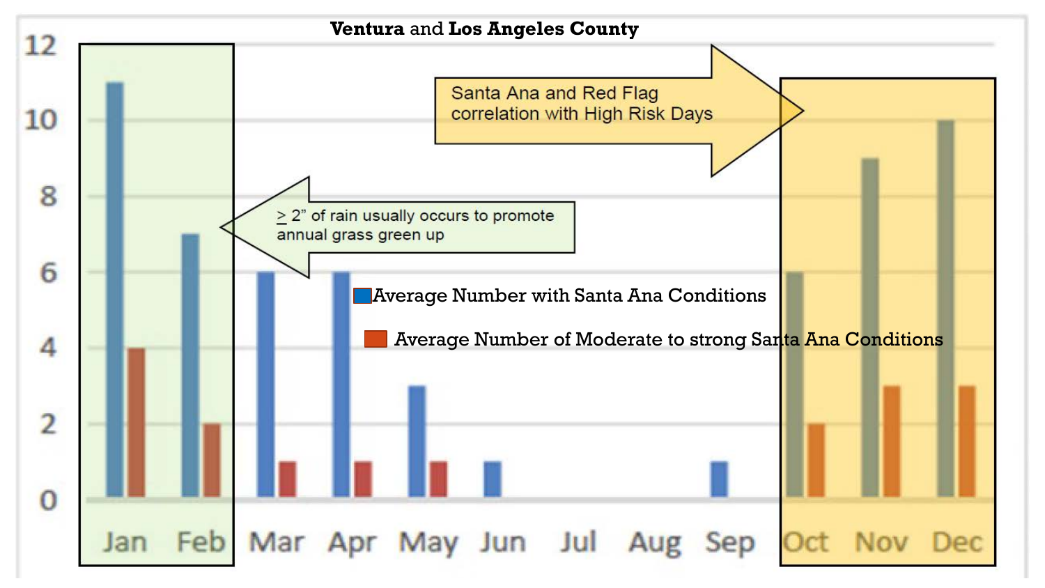**Ventura** and **Los Angeles County**

Santa Ana and Red Flag correlation with High Risk Days

≥ 2" of rain usually occurs to promote annual grass green up

Average Number with Santa Ana Conditions

Average Number of Moderate to strong Santa Ana Conditions

| Month | Average Number with Santa Ana Conditions | Average Number of Moderate to strong Santa Ana Conditions |
|---|---|---|
| Jan | 11 | 4 |
| Feb | 7 | 2 |
| Mar | 6 | 1 |
| Apr | 6 | 1 |
| May | 3 | 1 |
| Jun | 1 | |
| Jul | | |
| Aug | | |
| Sep | 1 | |
| Oct | 6 | 2 |
| Nov | 9 | 3 |
| Dec | 10 | 3 |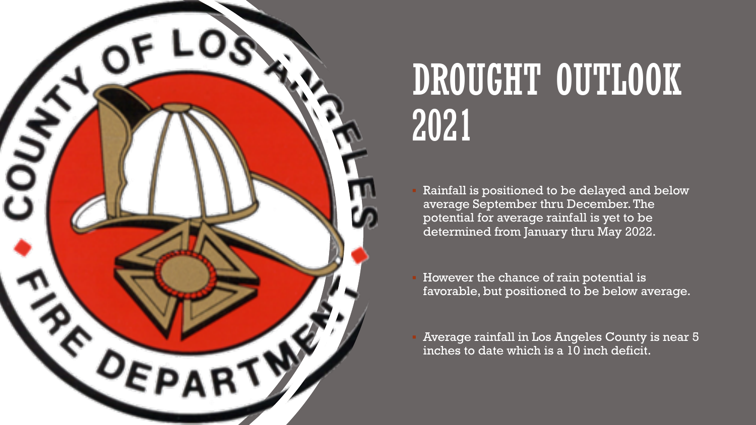# DROUGHT OUTLOOK 2021

- Rainfall is positioned to be delayed and below average September thru December. The potential for average rainfall is yet to be determined from January thru May 2022.
- However the chance of rain potential is favorable, but positioned to be below average.
- Average rainfall in Los Angeles County is near 5 inches to date which is a 10 inch deficit.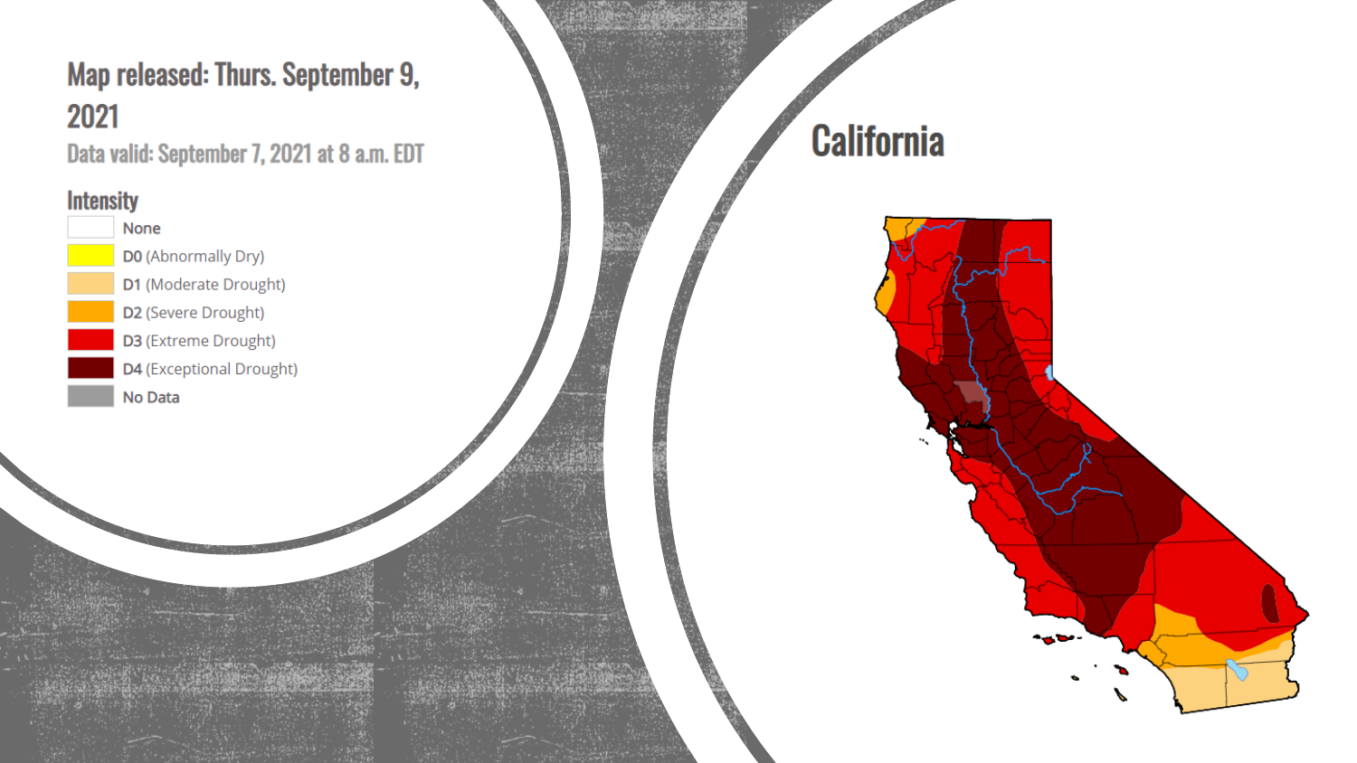## Map released: Thurs. September 9, 2021

Data valid: September 7, 2021 at 8 a.m. EDT

### Intensity

- None
- D0 (Abnormally Dry)
- D1 (Moderate Drought)
- D2 (Severe Drought)
- D3 (Extreme Drought)
- D4 (Exceptional Drought)
- No Data

## California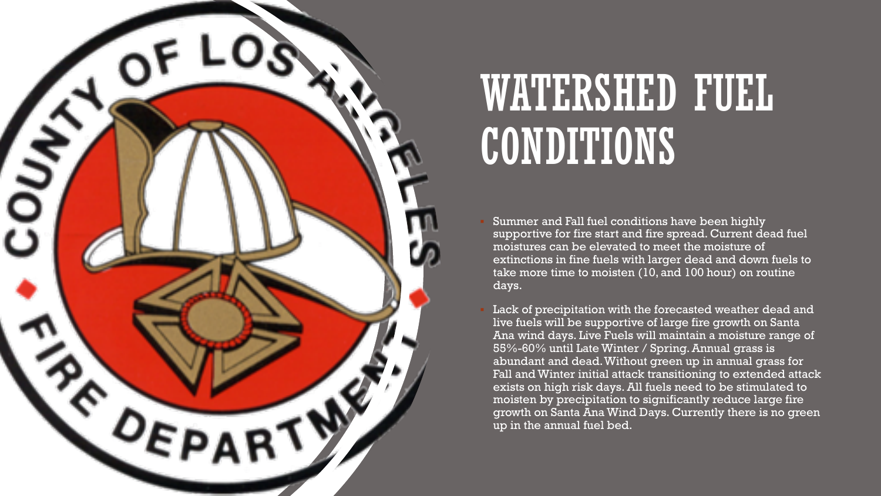# WATERSHED FUEL CONDITIONS

- Summer and Fall fuel conditions have been highly supportive for fire start and fire spread. Current dead fuel moistures can be elevated to meet the moisture of extinctions in fine fuels with larger dead and down fuels to take more time to moisten (10, and 100 hour) on routine days.
- Lack of precipitation with the forecasted weather dead and live fuels will be supportive of large fire growth on Santa Ana wind days. Live Fuels will maintain a moisture range of 55%-60% until Late Winter / Spring. Annual grass is abundant and dead. Without green up in annual grass for Fall and Winter initial attack transitioning to extended attack exists on high risk days. All fuels need to be stimulated to moisten by precipitation to significantly reduce large fire growth on Santa Ana Wind Days. Currently there is no green up in the annual fuel bed.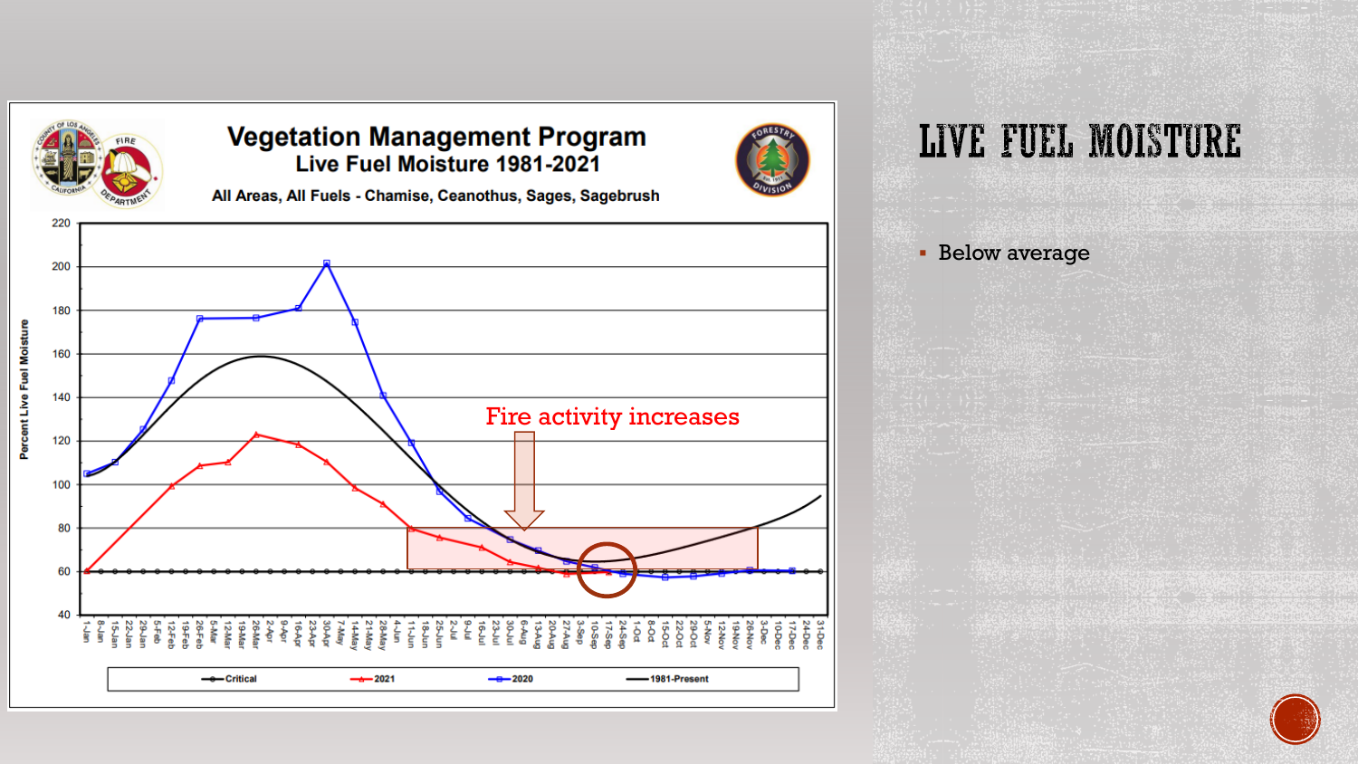# LIVE FUEL MOISTURE

- Below average

## Vegetation Management Program

### Live Fuel Moisture 1981-2021

All Areas, All Fuels - Chamise, Ceanothus, Sages, Sagebrush

Fire activity increases

Percent Live Fuel Moisture

Critical — 2021 — 2020 — 1981-Present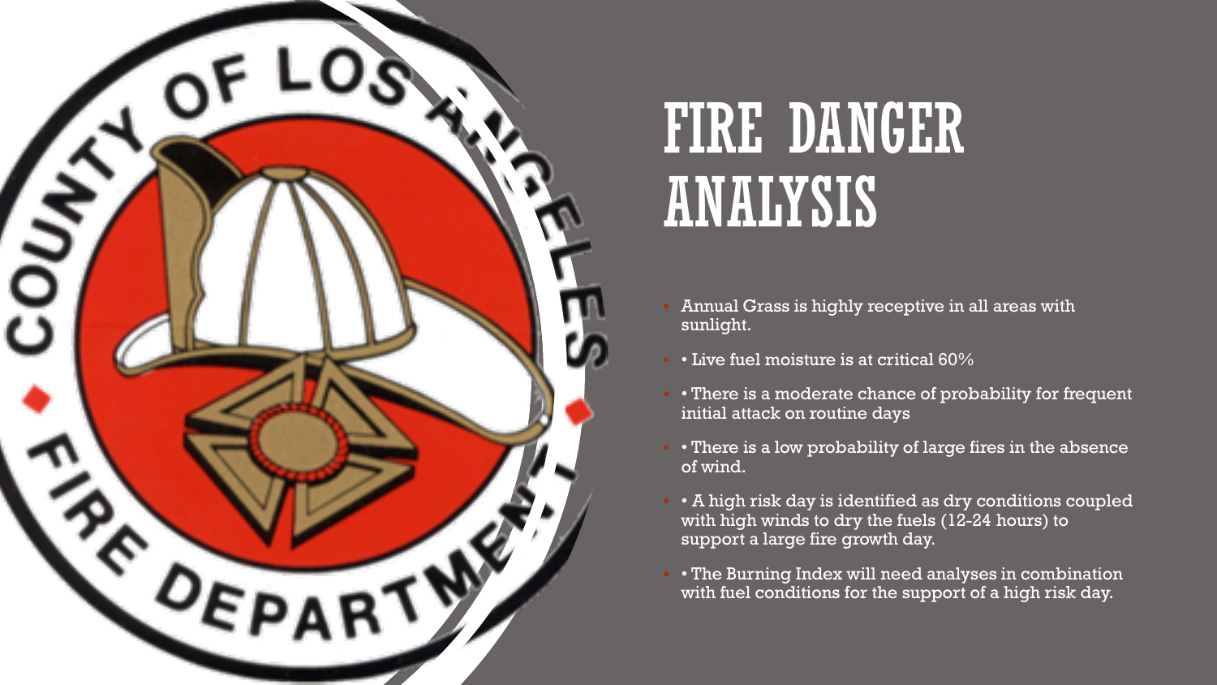# FIRE DANGER ANALYSIS

- Annual Grass is highly receptive in all areas with sunlight.
- • Live fuel moisture is at critical 60%
- • There is a moderate chance of probability for frequent initial attack on routine days
- • There is a low probability of large fires in the absence of wind.
- • A high risk day is identified as dry conditions coupled with high winds to dry the fuels (12-24 hours) to support a large fire growth day.
- • The Burning Index will need analyses in combination with fuel conditions for the support of a high risk day.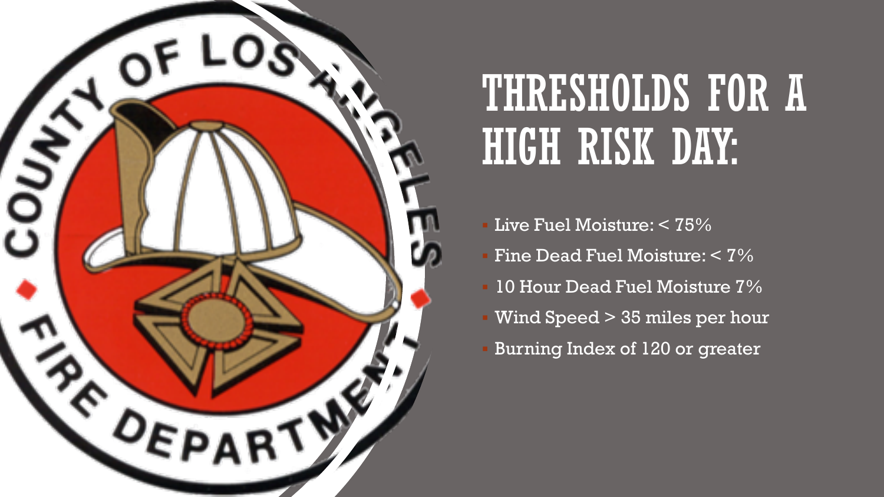# THRESHOLDS FOR A HIGH RISK DAY:

- Live Fuel Moisture: < 75%
- Fine Dead Fuel Moisture: < 7%
- 10 Hour Dead Fuel Moisture 7%
- Wind Speed > 35 miles per hour
- Burning Index of 120 or greater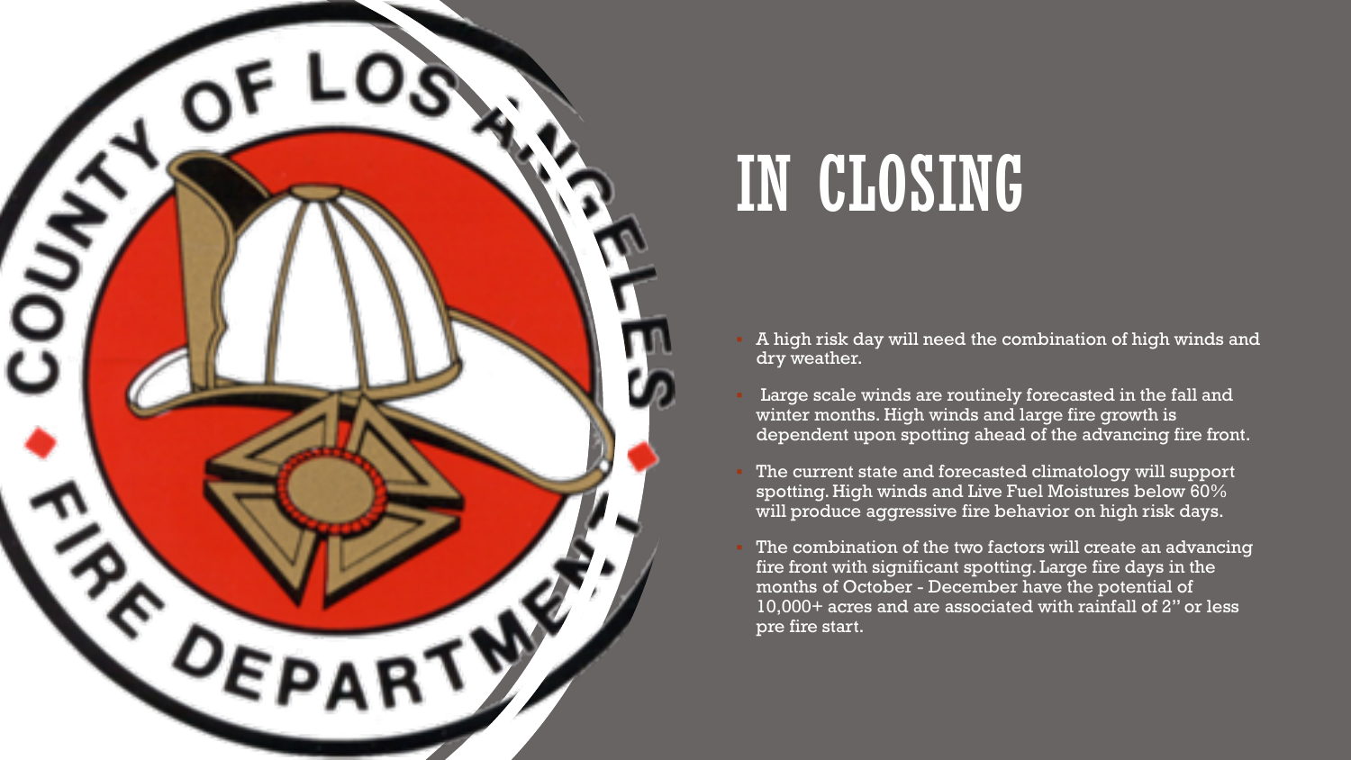# IN CLOSING

- A high risk day will need the combination of high winds and dry weather.
- Large scale winds are routinely forecasted in the fall and winter months. High winds and large fire growth is dependent upon spotting ahead of the advancing fire front.
- The current state and forecasted climatology will support spotting. High winds and Live Fuel Moistures below 60% will produce aggressive fire behavior on high risk days.
- The combination of the two factors will create an advancing fire front with significant spotting. Large fire days in the months of October - December have the potential of 10,000+ acres and are associated with rainfall of 2" or less pre fire start.